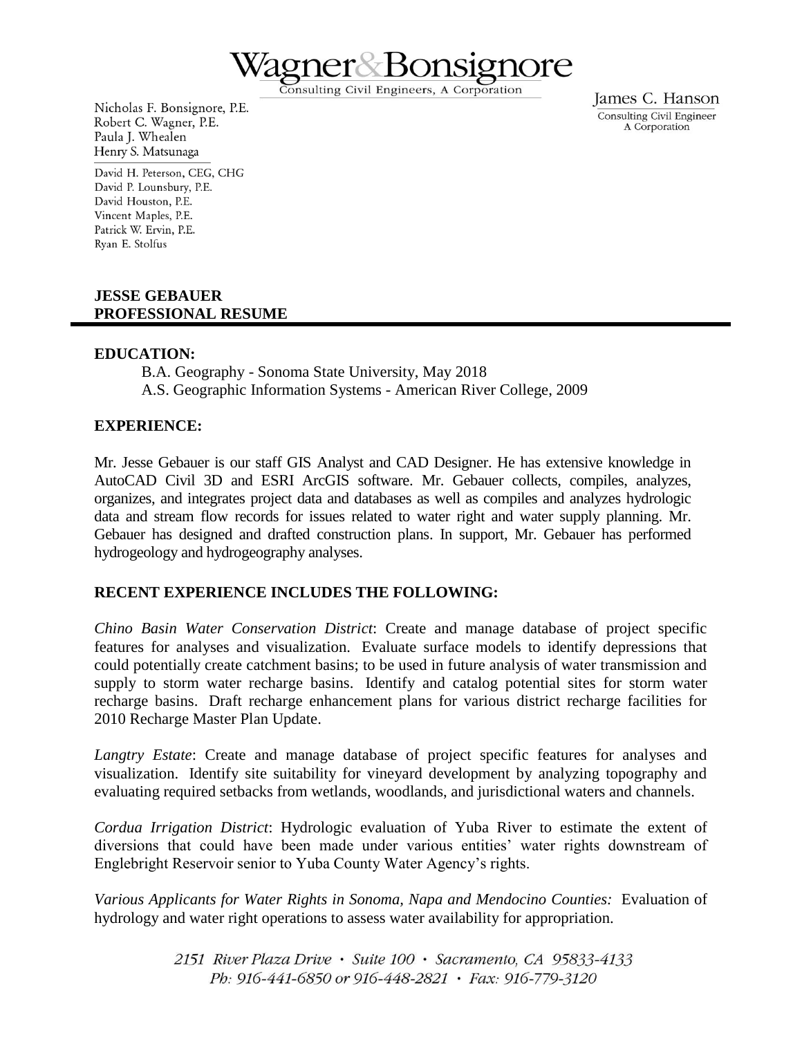# Wagner & Bonsignore

Consulting Civil Engineers, A Corporation

Nicholas F. Bonsignore, P.E.
Robert C. Wagner, P.E.
Paula J. Whealen
Henry S. Matsunaga

David H. Peterson, CEG, CHG
David P. Lounsbury, P.E.
David Houston, P.E.
Vincent Maples, P.E.
Patrick W. Ervin, P.E.
Ryan E. Stolfus

James C. Hanson
Consulting Civil Engineer
A Corporation

## JESSE GEBAUER
## PROFESSIONAL RESUME

### EDUCATION:

B.A. Geography - Sonoma State University, May 2018
A.S. Geographic Information Systems - American River College, 2009

### EXPERIENCE:

Mr. Jesse Gebauer is our staff GIS Analyst and CAD Designer. He has extensive knowledge in AutoCAD Civil 3D and ESRI ArcGIS software. Mr. Gebauer collects, compiles, analyzes, organizes, and integrates project data and databases as well as compiles and analyzes hydrologic data and stream flow records for issues related to water right and water supply planning. Mr. Gebauer has designed and drafted construction plans. In support, Mr. Gebauer has performed hydrogeology and hydrogeography analyses.

### RECENT EXPERIENCE INCLUDES THE FOLLOWING:

*Chino Basin Water Conservation District*: Create and manage database of project specific features for analyses and visualization. Evaluate surface models to identify depressions that could potentially create catchment basins; to be used in future analysis of water transmission and supply to storm water recharge basins. Identify and catalog potential sites for storm water recharge basins. Draft recharge enhancement plans for various district recharge facilities for 2010 Recharge Master Plan Update.

*Langtry Estate*: Create and manage database of project specific features for analyses and visualization. Identify site suitability for vineyard development by analyzing topography and evaluating required setbacks from wetlands, woodlands, and jurisdictional waters and channels.

*Cordua Irrigation District*: Hydrologic evaluation of Yuba River to estimate the extent of diversions that could have been made under various entities' water rights downstream of Englebright Reservoir senior to Yuba County Water Agency's rights.

*Various Applicants for Water Rights in Sonoma, Napa and Mendocino Counties:* Evaluation of hydrology and water right operations to assess water availability for appropriation.

2151 River Plaza Drive • Suite 100 • Sacramento, CA 95833-4133
Ph: 916-441-6850 or 916-448-2821 • Fax: 916-779-3120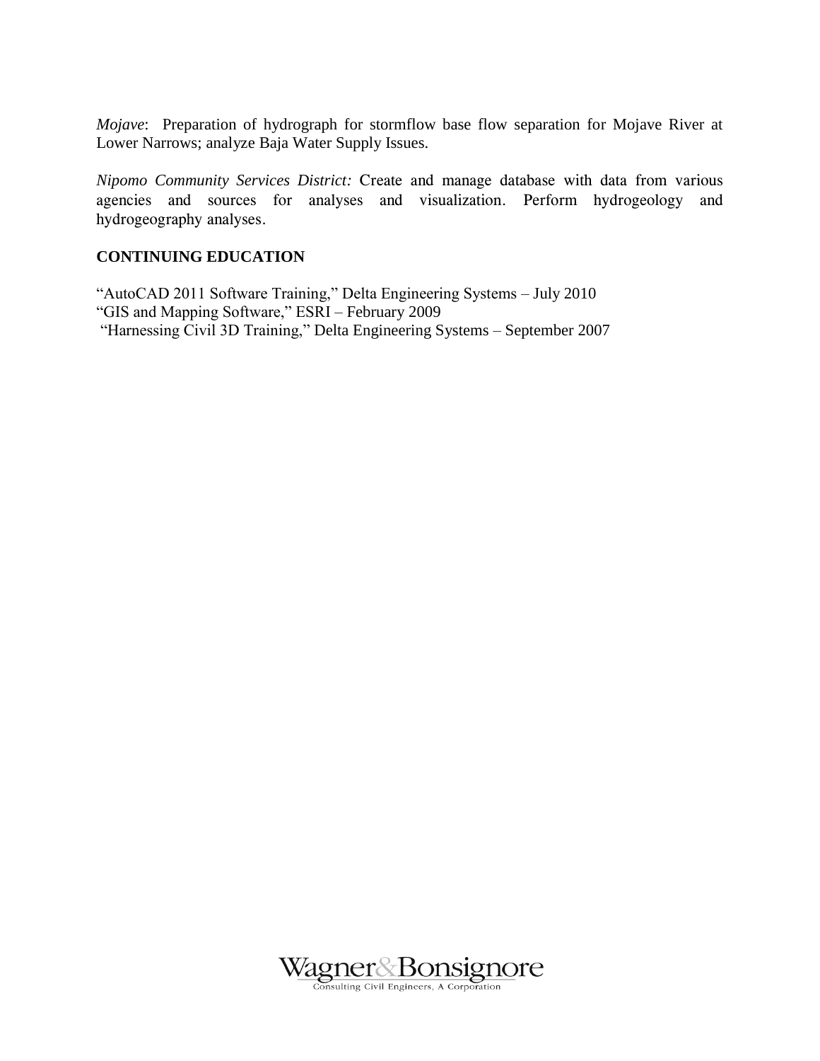*Mojave*: Preparation of hydrograph for stormflow base flow separation for Mojave River at Lower Narrows; analyze Baja Water Supply Issues.

*Nipomo Community Services District:* Create and manage database with data from various agencies and sources for analyses and visualization. Perform hydrogeology and hydrogeography analyses.

**CONTINUING EDUCATION**

"AutoCAD 2011 Software Training," Delta Engineering Systems – July 2010
"GIS and Mapping Software," ESRI – February 2009
"Harnessing Civil 3D Training," Delta Engineering Systems – September 2007